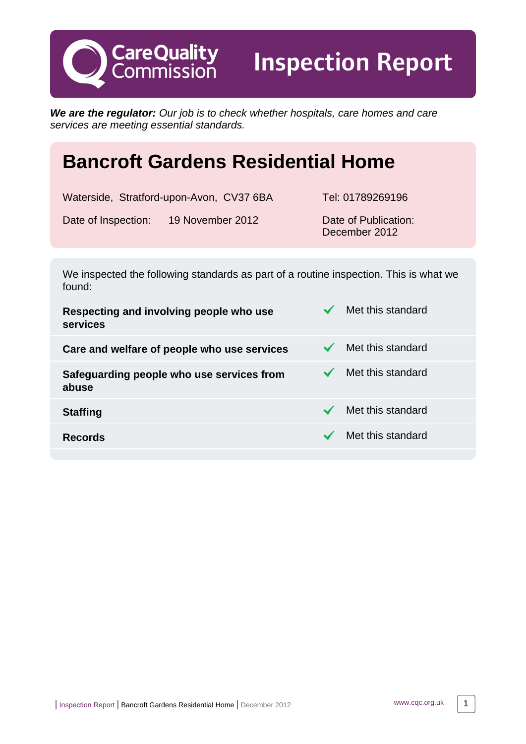# Care Quality Commission — Inspection Report

***We are the regulator:*** *Our job is to check whether hospitals, care homes and care services are meeting essential standards.*

## Bancroft Gardens Residential Home

Waterside, Stratford-upon-Avon, CV37 6BA

Tel: 01789269196

Date of Inspection: 19 November 2012

Date of Publication: December 2012

We inspected the following standards as part of a routine inspection. This is what we found:

| Standard | Result |
|---|---|
| **Respecting and involving people who use services** | ✓ Met this standard |
| **Care and welfare of people who use services** | ✓ Met this standard |
| **Safeguarding people who use services from abuse** | ✓ Met this standard |
| **Staffing** | ✓ Met this standard |
| **Records** | ✓ Met this standard |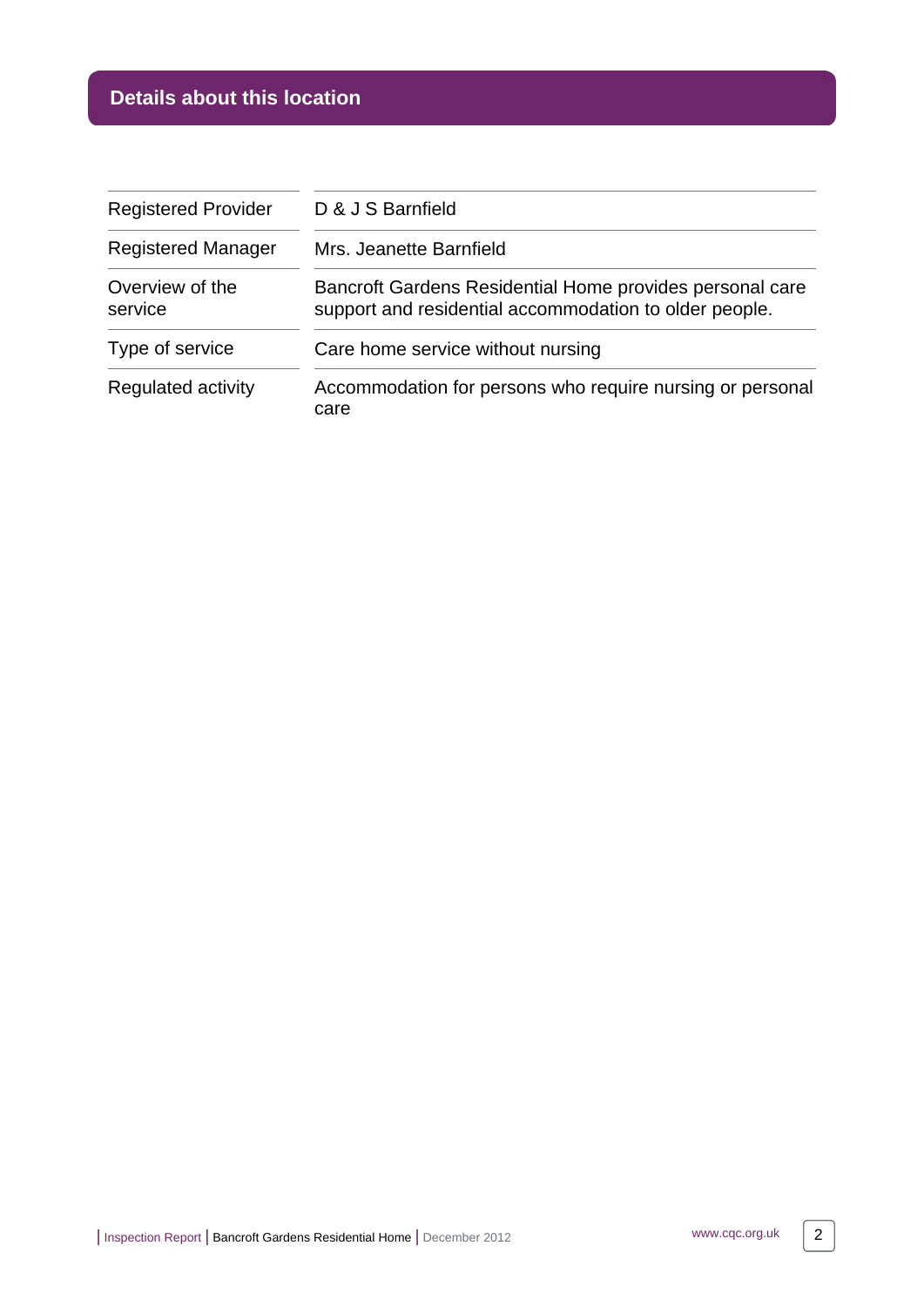## Details about this location

| | |
|---|---|
| Registered Provider | D & J S Barnfield |
| Registered Manager | Mrs. Jeanette Barnfield |
| Overview of the service | Bancroft Gardens Residential Home provides personal care support and residential accommodation to older people. |
| Type of service | Care home service without nursing |
| Regulated activity | Accommodation for persons who require nursing or personal care |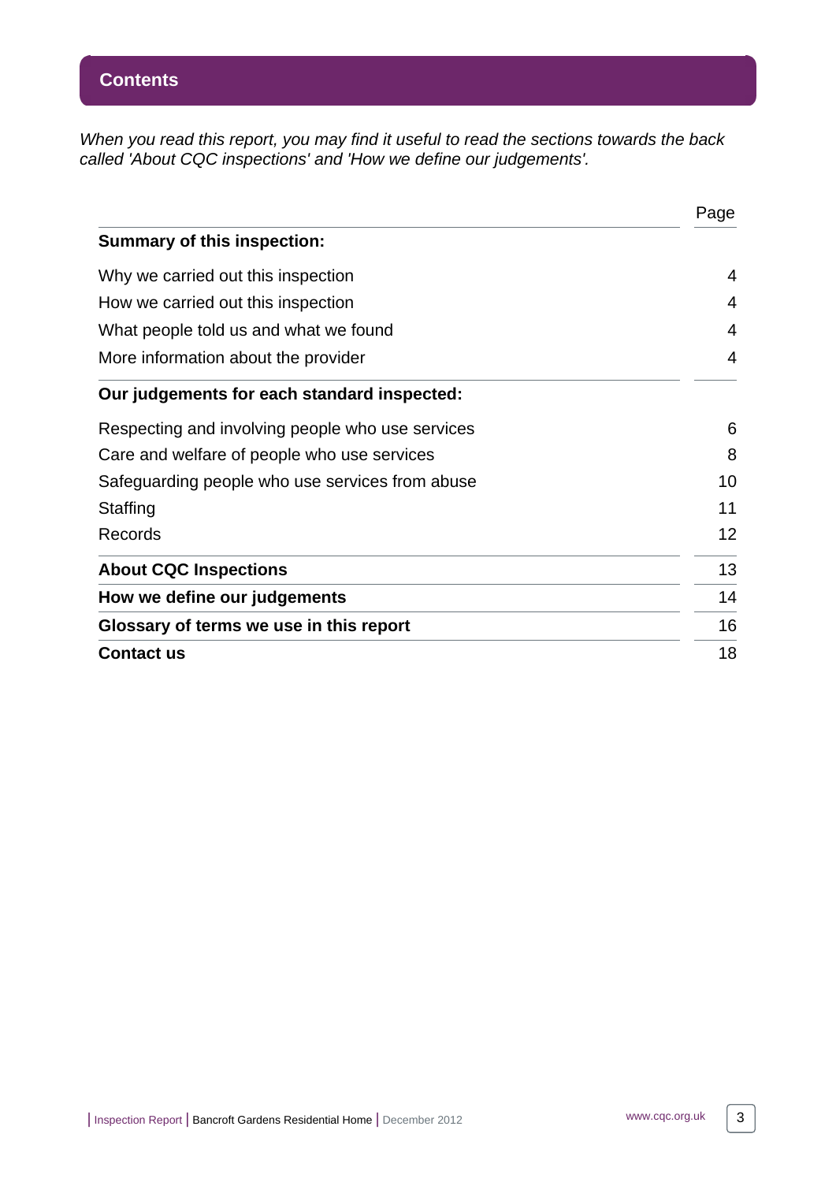## Contents

*When you read this report, you may find it useful to read the sections towards the back called 'About CQC inspections' and 'How we define our judgements'.*

| | Page |
|---|---|
| **Summary of this inspection:** | |
| Why we carried out this inspection | 4 |
| How we carried out this inspection | 4 |
| What people told us and what we found | 4 |
| More information about the provider | 4 |
| **Our judgements for each standard inspected:** | |
| Respecting and involving people who use services | 6 |
| Care and welfare of people who use services | 8 |
| Safeguarding people who use services from abuse | 10 |
| Staffing | 11 |
| Records | 12 |
| **About CQC Inspections** | 13 |
| **How we define our judgements** | 14 |
| **Glossary of terms we use in this report** | 16 |
| **Contact us** | 18 |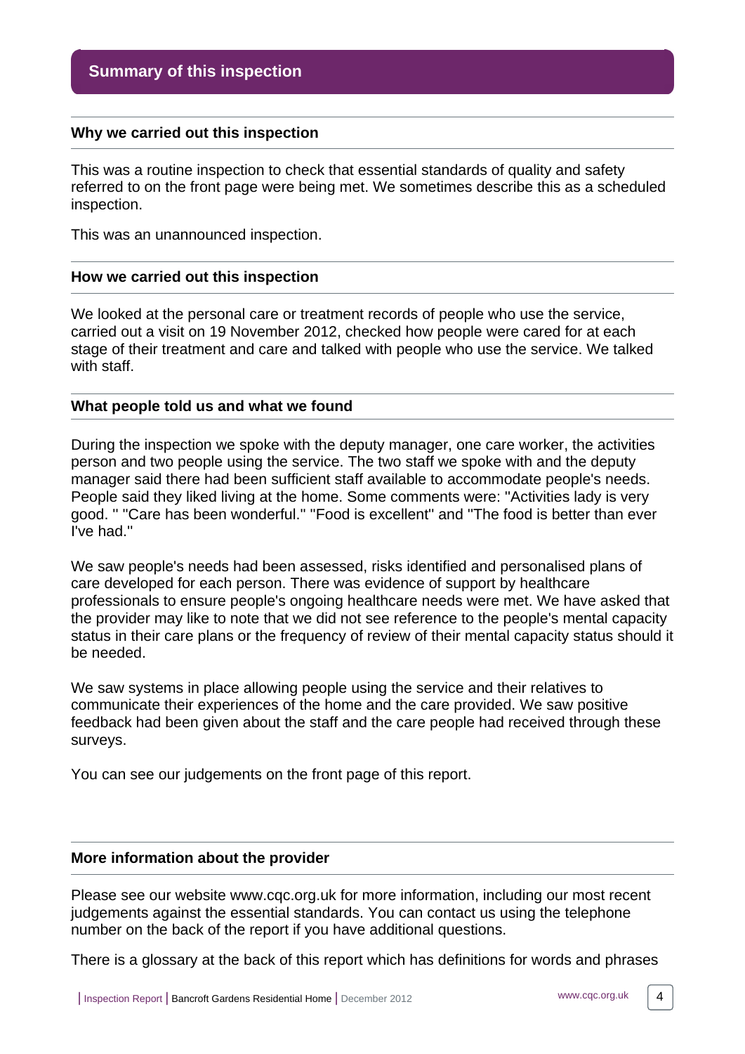## Summary of this inspection

### Why we carried out this inspection

This was a routine inspection to check that essential standards of quality and safety referred to on the front page were being met. We sometimes describe this as a scheduled inspection.

This was an unannounced inspection.

### How we carried out this inspection

We looked at the personal care or treatment records of people who use the service, carried out a visit on 19 November 2012, checked how people were cared for at each stage of their treatment and care and talked with people who use the service. We talked with staff.

### What people told us and what we found

During the inspection we spoke with the deputy manager, one care worker, the activities person and two people using the service. The two staff we spoke with and the deputy manager said there had been sufficient staff available to accommodate people's needs. People said they liked living at the home. Some comments were: "Activities lady is very good. " "Care has been wonderful." "Food is excellent" and "The food is better than ever I've had."

We saw people's needs had been assessed, risks identified and personalised plans of care developed for each person. There was evidence of support by healthcare professionals to ensure people's ongoing healthcare needs were met. We have asked that the provider may like to note that we did not see reference to the people's mental capacity status in their care plans or the frequency of review of their mental capacity status should it be needed.

We saw systems in place allowing people using the service and their relatives to communicate their experiences of the home and the care provided. We saw positive feedback had been given about the staff and the care people had received through these surveys.

You can see our judgements on the front page of this report.

### More information about the provider

Please see our website www.cqc.org.uk for more information, including our most recent judgements against the essential standards. You can contact us using the telephone number on the back of the report if you have additional questions.

There is a glossary at the back of this report which has definitions for words and phrases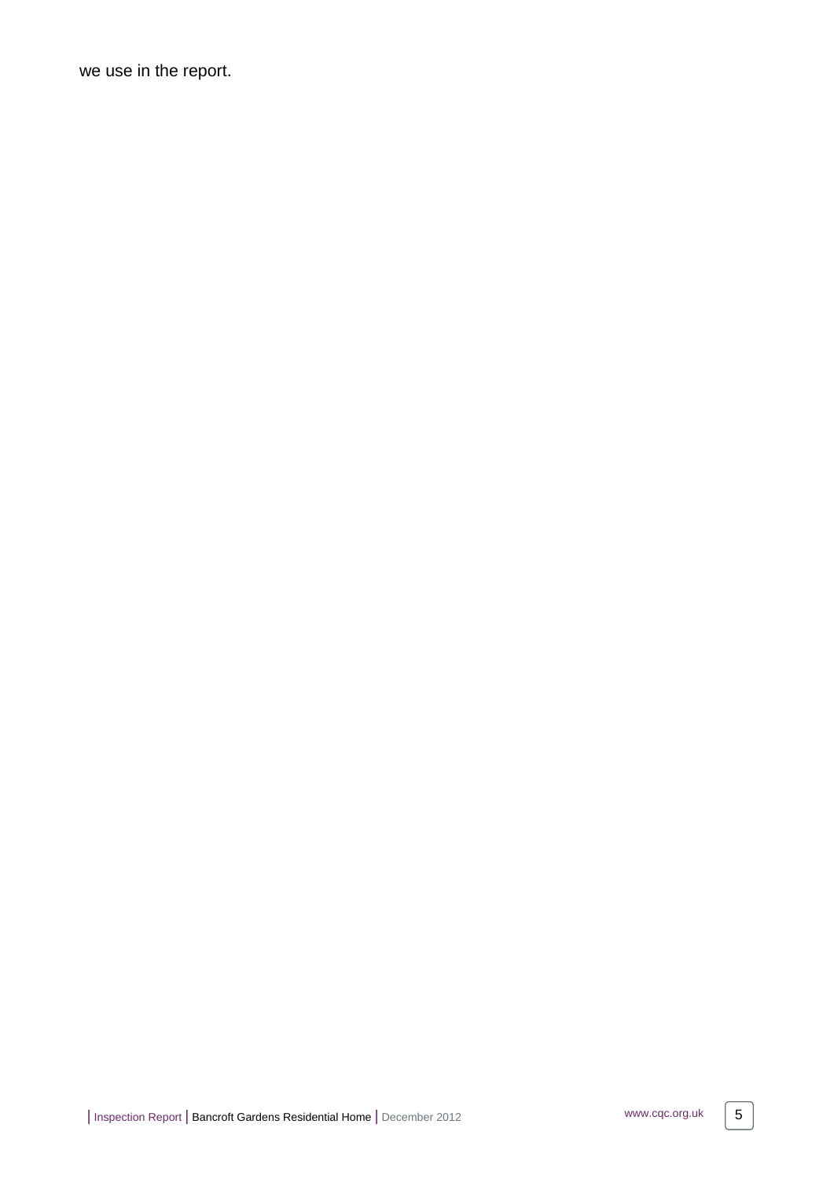we use in the report.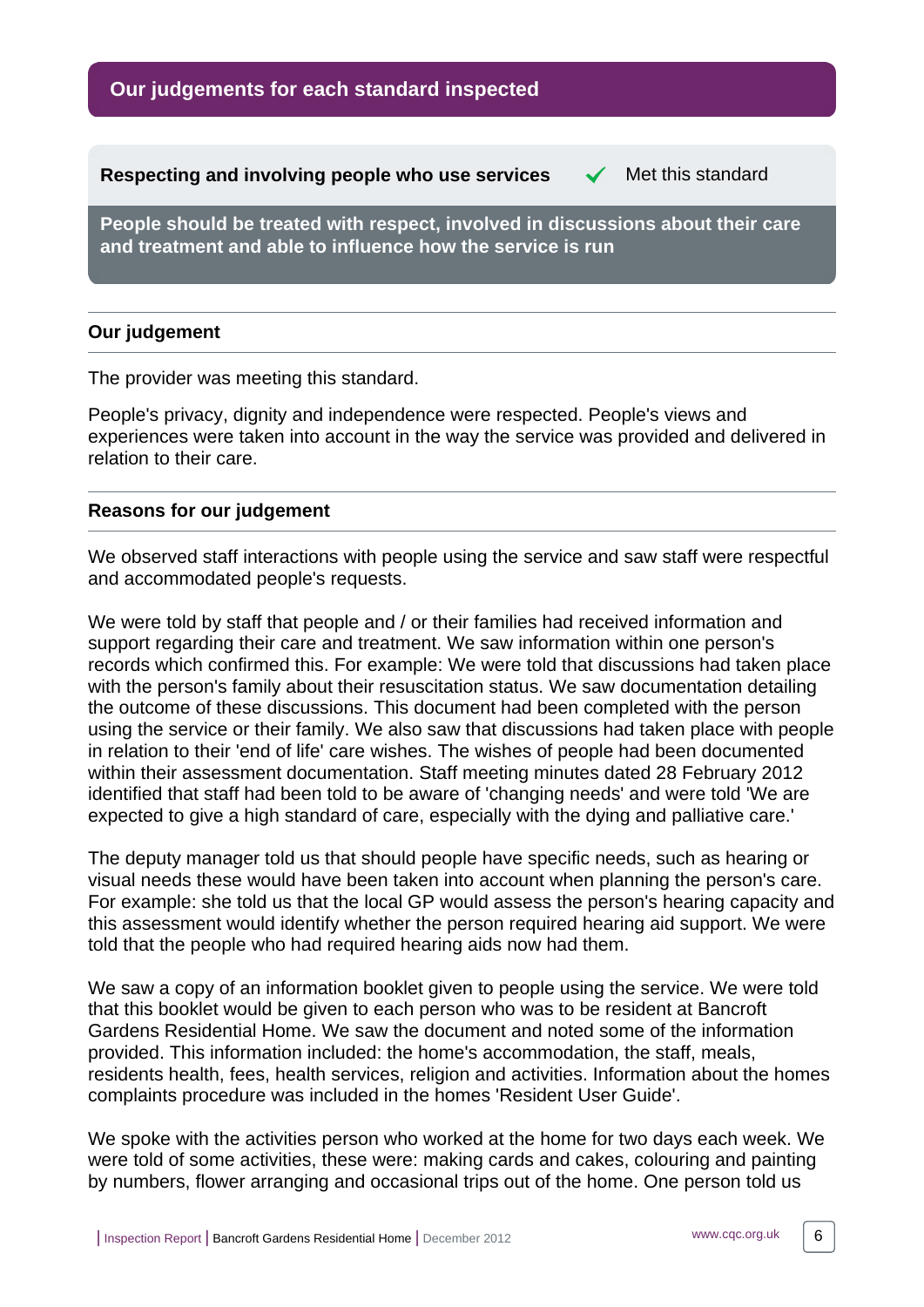## Our judgements for each standard inspected

### Respecting and involving people who use services ✓ Met this standard

**People should be treated with respect, involved in discussions about their care and treatment and able to influence how the service is run**

### Our judgement

The provider was meeting this standard.

People's privacy, dignity and independence were respected. People's views and experiences were taken into account in the way the service was provided and delivered in relation to their care.

### Reasons for our judgement

We observed staff interactions with people using the service and saw staff were respectful and accommodated people's requests.

We were told by staff that people and / or their families had received information and support regarding their care and treatment. We saw information within one person's records which confirmed this. For example: We were told that discussions had taken place with the person's family about their resuscitation status. We saw documentation detailing the outcome of these discussions. This document had been completed with the person using the service or their family. We also saw that discussions had taken place with people in relation to their 'end of life' care wishes. The wishes of people had been documented within their assessment documentation. Staff meeting minutes dated 28 February 2012 identified that staff had been told to be aware of 'changing needs' and were told 'We are expected to give a high standard of care, especially with the dying and palliative care.'

The deputy manager told us that should people have specific needs, such as hearing or visual needs these would have been taken into account when planning the person's care. For example: she told us that the local GP would assess the person's hearing capacity and this assessment would identify whether the person required hearing aid support. We were told that the people who had required hearing aids now had them.

We saw a copy of an information booklet given to people using the service. We were told that this booklet would be given to each person who was to be resident at Bancroft Gardens Residential Home. We saw the document and noted some of the information provided. This information included: the home's accommodation, the staff, meals, residents health, fees, health services, religion and activities. Information about the homes complaints procedure was included in the homes 'Resident User Guide'.

We spoke with the activities person who worked at the home for two days each week. We were told of some activities, these were: making cards and cakes, colouring and painting by numbers, flower arranging and occasional trips out of the home. One person told us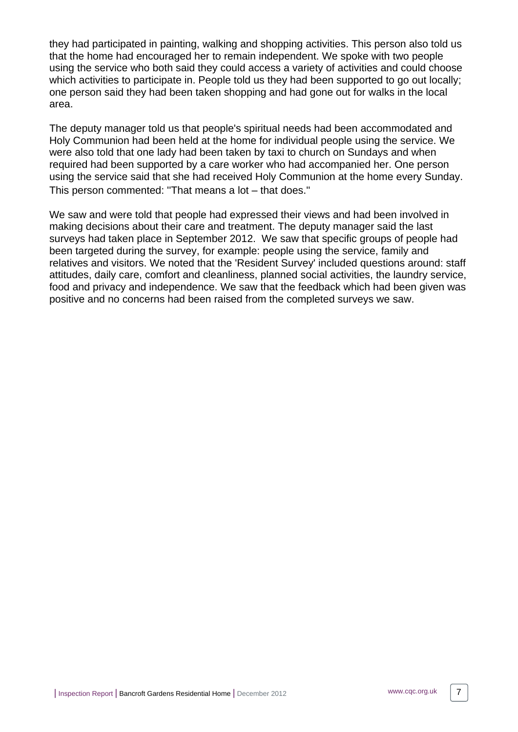they had participated in painting, walking and shopping activities. This person also told us that the home had encouraged her to remain independent. We spoke with two people using the service who both said they could access a variety of activities and could choose which activities to participate in. People told us they had been supported to go out locally; one person said they had been taken shopping and had gone out for walks in the local area.

The deputy manager told us that people's spiritual needs had been accommodated and Holy Communion had been held at the home for individual people using the service. We were also told that one lady had been taken by taxi to church on Sundays and when required had been supported by a care worker who had accompanied her. One person using the service said that she had received Holy Communion at the home every Sunday. This person commented: "That means a lot – that does."

We saw and were told that people had expressed their views and had been involved in making decisions about their care and treatment. The deputy manager said the last surveys had taken place in September 2012. We saw that specific groups of people had been targeted during the survey, for example: people using the service, family and relatives and visitors. We noted that the 'Resident Survey' included questions around: staff attitudes, daily care, comfort and cleanliness, planned social activities, the laundry service, food and privacy and independence. We saw that the feedback which had been given was positive and no concerns had been raised from the completed surveys we saw.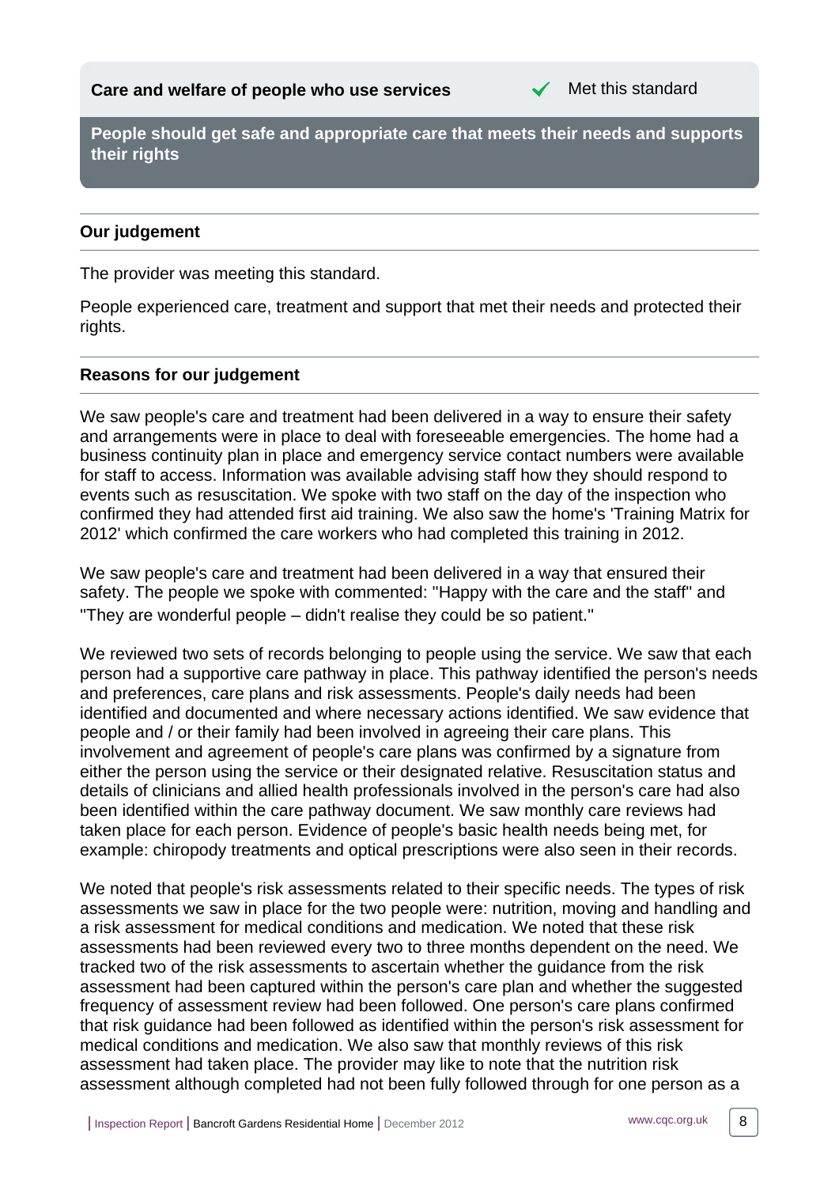**Care and welfare of people who use services** ✔ Met this standard

**People should get safe and appropriate care that meets their needs and supports their rights**

### Our judgement

The provider was meeting this standard.

People experienced care, treatment and support that met their needs and protected their rights.

### Reasons for our judgement

We saw people's care and treatment had been delivered in a way to ensure their safety and arrangements were in place to deal with foreseeable emergencies. The home had a business continuity plan in place and emergency service contact numbers were available for staff to access. Information was available advising staff how they should respond to events such as resuscitation. We spoke with two staff on the day of the inspection who confirmed they had attended first aid training. We also saw the home's 'Training Matrix for 2012' which confirmed the care workers who had completed this training in 2012.

We saw people's care and treatment had been delivered in a way that ensured their safety. The people we spoke with commented: "Happy with the care and the staff" and "They are wonderful people – didn't realise they could be so patient."

We reviewed two sets of records belonging to people using the service. We saw that each person had a supportive care pathway in place. This pathway identified the person's needs and preferences, care plans and risk assessments. People's daily needs had been identified and documented and where necessary actions identified. We saw evidence that people and / or their family had been involved in agreeing their care plans. This involvement and agreement of people's care plans was confirmed by a signature from either the person using the service or their designated relative. Resuscitation status and details of clinicians and allied health professionals involved in the person's care had also been identified within the care pathway document. We saw monthly care reviews had taken place for each person. Evidence of people's basic health needs being met, for example: chiropody treatments and optical prescriptions were also seen in their records.

We noted that people's risk assessments related to their specific needs. The types of risk assessments we saw in place for the two people were: nutrition, moving and handling and a risk assessment for medical conditions and medication. We noted that these risk assessments had been reviewed every two to three months dependent on the need. We tracked two of the risk assessments to ascertain whether the guidance from the risk assessment had been captured within the person's care plan and whether the suggested frequency of assessment review had been followed. One person's care plans confirmed that risk guidance had been followed as identified within the person's risk assessment for medical conditions and medication. We also saw that monthly reviews of this risk assessment had taken place. The provider may like to note that the nutrition risk assessment although completed had not been fully followed through for one person as a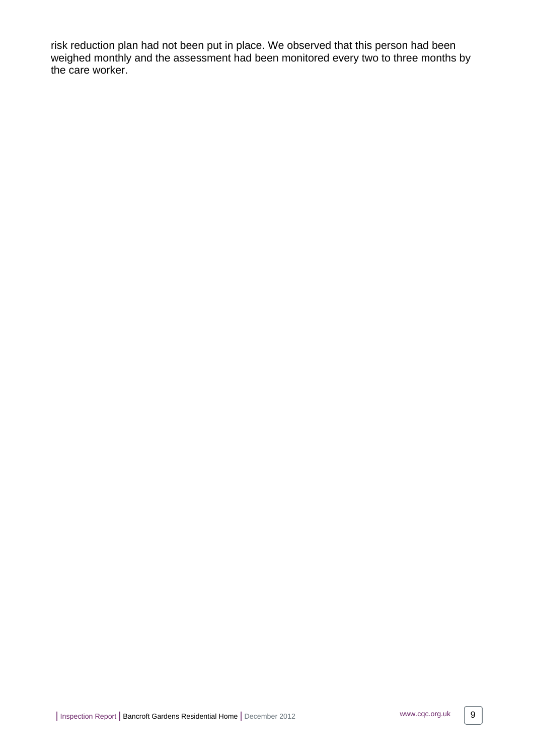risk reduction plan had not been put in place. We observed that this person had been weighed monthly and the assessment had been monitored every two to three months by the care worker.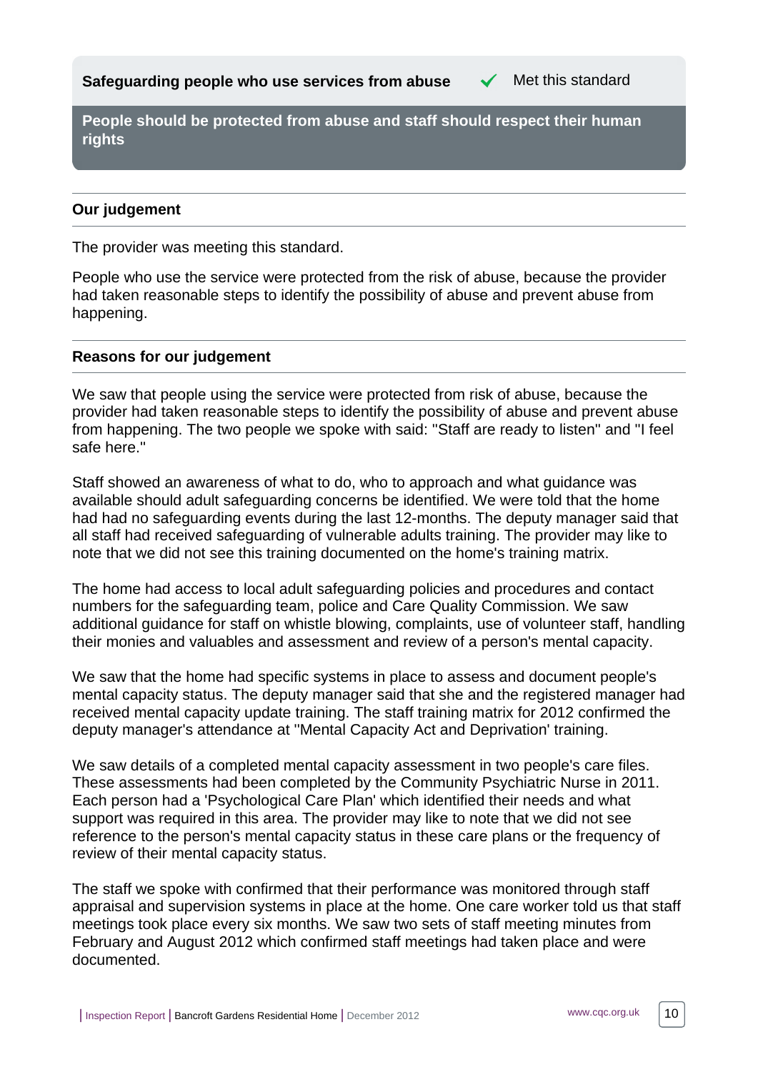**Safeguarding people who use services from abuse** ✓ Met this standard

**People should be protected from abuse and staff should respect their human rights**

### Our judgement

The provider was meeting this standard.

People who use the service were protected from the risk of abuse, because the provider had taken reasonable steps to identify the possibility of abuse and prevent abuse from happening.

### Reasons for our judgement

We saw that people using the service were protected from risk of abuse, because the provider had taken reasonable steps to identify the possibility of abuse and prevent abuse from happening. The two people we spoke with said: "Staff are ready to listen" and "I feel safe here."

Staff showed an awareness of what to do, who to approach and what guidance was available should adult safeguarding concerns be identified. We were told that the home had had no safeguarding events during the last 12-months. The deputy manager said that all staff had received safeguarding of vulnerable adults training. The provider may like to note that we did not see this training documented on the home's training matrix.

The home had access to local adult safeguarding policies and procedures and contact numbers for the safeguarding team, police and Care Quality Commission. We saw additional guidance for staff on whistle blowing, complaints, use of volunteer staff, handling their monies and valuables and assessment and review of a person's mental capacity.

We saw that the home had specific systems in place to assess and document people's mental capacity status. The deputy manager said that she and the registered manager had received mental capacity update training. The staff training matrix for 2012 confirmed the deputy manager's attendance at "Mental Capacity Act and Deprivation' training.

We saw details of a completed mental capacity assessment in two people's care files. These assessments had been completed by the Community Psychiatric Nurse in 2011. Each person had a 'Psychological Care Plan' which identified their needs and what support was required in this area. The provider may like to note that we did not see reference to the person's mental capacity status in these care plans or the frequency of review of their mental capacity status.

The staff we spoke with confirmed that their performance was monitored through staff appraisal and supervision systems in place at the home. One care worker told us that staff meetings took place every six months. We saw two sets of staff meeting minutes from February and August 2012 which confirmed staff meetings had taken place and were documented.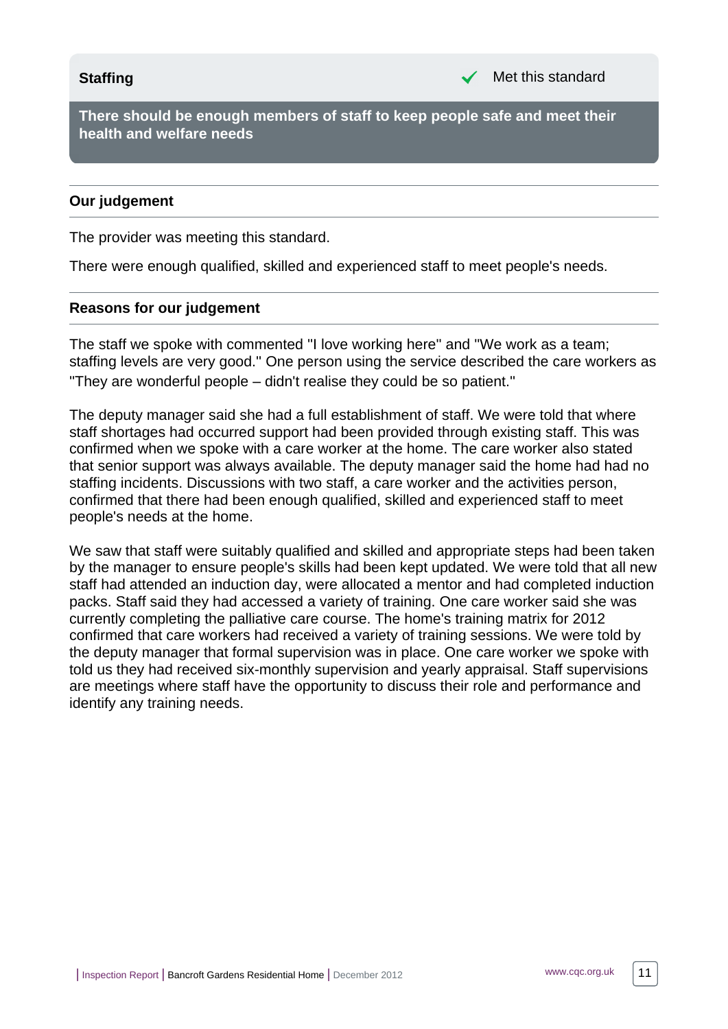## Staffing

✓ Met this standard

**There should be enough members of staff to keep people safe and meet their health and welfare needs**

### Our judgement

The provider was meeting this standard.

There were enough qualified, skilled and experienced staff to meet people's needs.

### Reasons for our judgement

The staff we spoke with commented "I love working here" and "We work as a team; staffing levels are very good." One person using the service described the care workers as "They are wonderful people – didn't realise they could be so patient."

The deputy manager said she had a full establishment of staff. We were told that where staff shortages had occurred support had been provided through existing staff. This was confirmed when we spoke with a care worker at the home. The care worker also stated that senior support was always available. The deputy manager said the home had had no staffing incidents. Discussions with two staff, a care worker and the activities person, confirmed that there had been enough qualified, skilled and experienced staff to meet people's needs at the home.

We saw that staff were suitably qualified and skilled and appropriate steps had been taken by the manager to ensure people's skills had been kept updated. We were told that all new staff had attended an induction day, were allocated a mentor and had completed induction packs. Staff said they had accessed a variety of training. One care worker said she was currently completing the palliative care course. The home's training matrix for 2012 confirmed that care workers had received a variety of training sessions. We were told by the deputy manager that formal supervision was in place. One care worker we spoke with told us they had received six-monthly supervision and yearly appraisal. Staff supervisions are meetings where staff have the opportunity to discuss their role and performance and identify any training needs.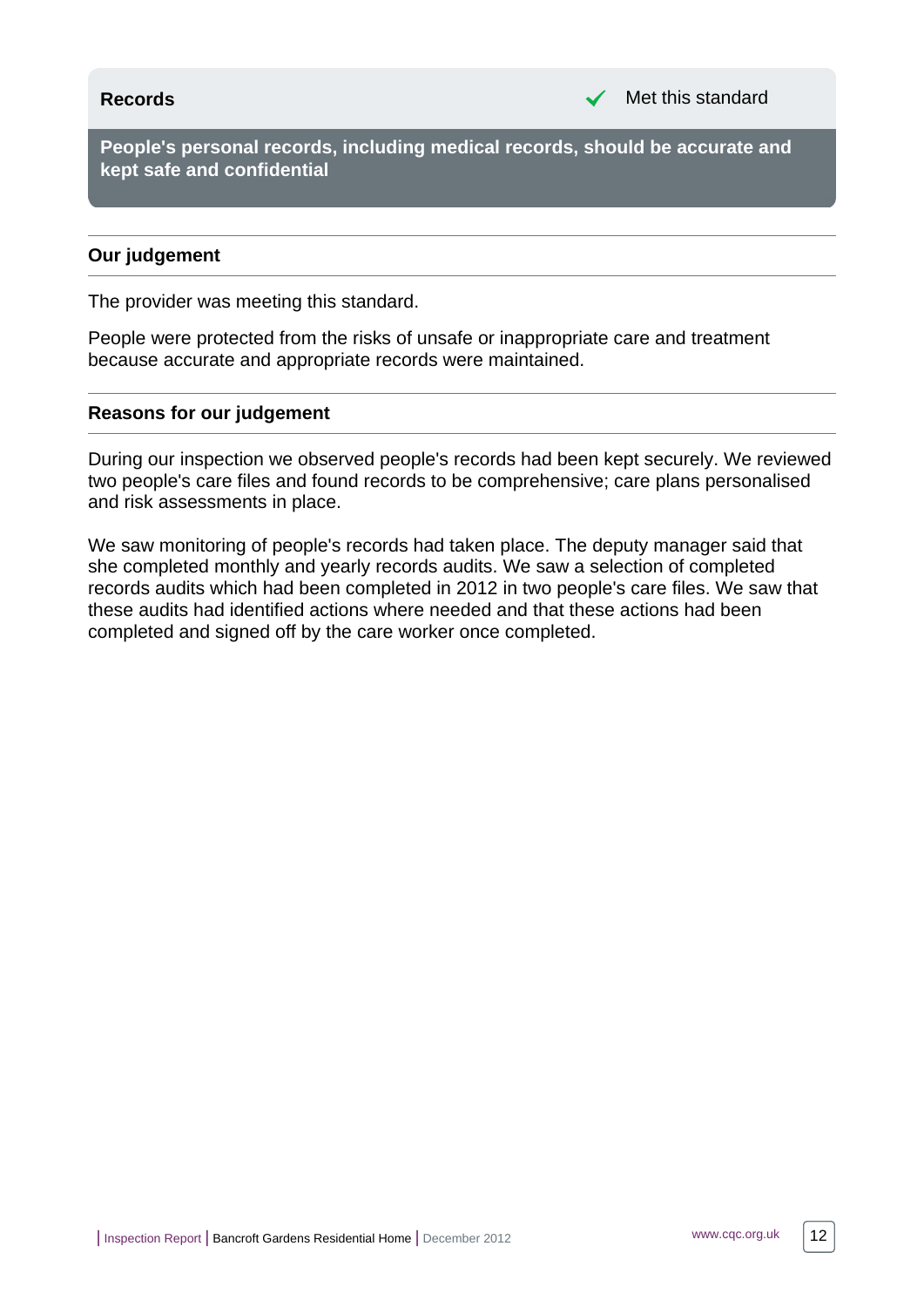## Records

✓ Met this standard

**People's personal records, including medical records, should be accurate and kept safe and confidential**

### Our judgement

The provider was meeting this standard.

People were protected from the risks of unsafe or inappropriate care and treatment because accurate and appropriate records were maintained.

### Reasons for our judgement

During our inspection we observed people's records had been kept securely. We reviewed two people's care files and found records to be comprehensive; care plans personalised and risk assessments in place.

We saw monitoring of people's records had taken place. The deputy manager said that she completed monthly and yearly records audits. We saw a selection of completed records audits which had been completed in 2012 in two people's care files. We saw that these audits had identified actions where needed and that these actions had been completed and signed off by the care worker once completed.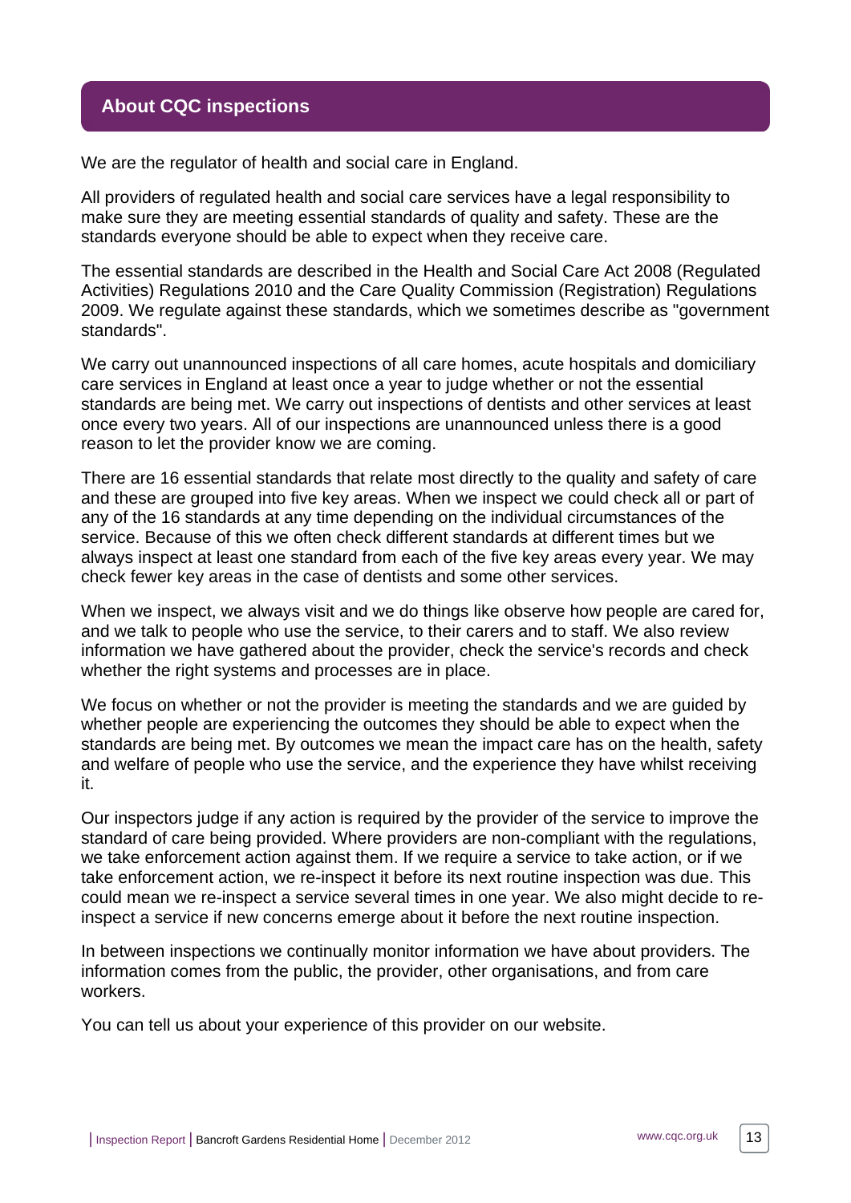## About CQC inspections

We are the regulator of health and social care in England.

All providers of regulated health and social care services have a legal responsibility to make sure they are meeting essential standards of quality and safety. These are the standards everyone should be able to expect when they receive care.

The essential standards are described in the Health and Social Care Act 2008 (Regulated Activities) Regulations 2010 and the Care Quality Commission (Registration) Regulations 2009. We regulate against these standards, which we sometimes describe as "government standards".

We carry out unannounced inspections of all care homes, acute hospitals and domiciliary care services in England at least once a year to judge whether or not the essential standards are being met. We carry out inspections of dentists and other services at least once every two years. All of our inspections are unannounced unless there is a good reason to let the provider know we are coming.

There are 16 essential standards that relate most directly to the quality and safety of care and these are grouped into five key areas. When we inspect we could check all or part of any of the 16 standards at any time depending on the individual circumstances of the service. Because of this we often check different standards at different times but we always inspect at least one standard from each of the five key areas every year. We may check fewer key areas in the case of dentists and some other services.

When we inspect, we always visit and we do things like observe how people are cared for, and we talk to people who use the service, to their carers and to staff. We also review information we have gathered about the provider, check the service's records and check whether the right systems and processes are in place.

We focus on whether or not the provider is meeting the standards and we are guided by whether people are experiencing the outcomes they should be able to expect when the standards are being met. By outcomes we mean the impact care has on the health, safety and welfare of people who use the service, and the experience they have whilst receiving it.

Our inspectors judge if any action is required by the provider of the service to improve the standard of care being provided. Where providers are non-compliant with the regulations, we take enforcement action against them. If we require a service to take action, or if we take enforcement action, we re-inspect it before its next routine inspection was due. This could mean we re-inspect a service several times in one year. We also might decide to re-inspect a service if new concerns emerge about it before the next routine inspection.

In between inspections we continually monitor information we have about providers. The information comes from the public, the provider, other organisations, and from care workers.

You can tell us about your experience of this provider on our website.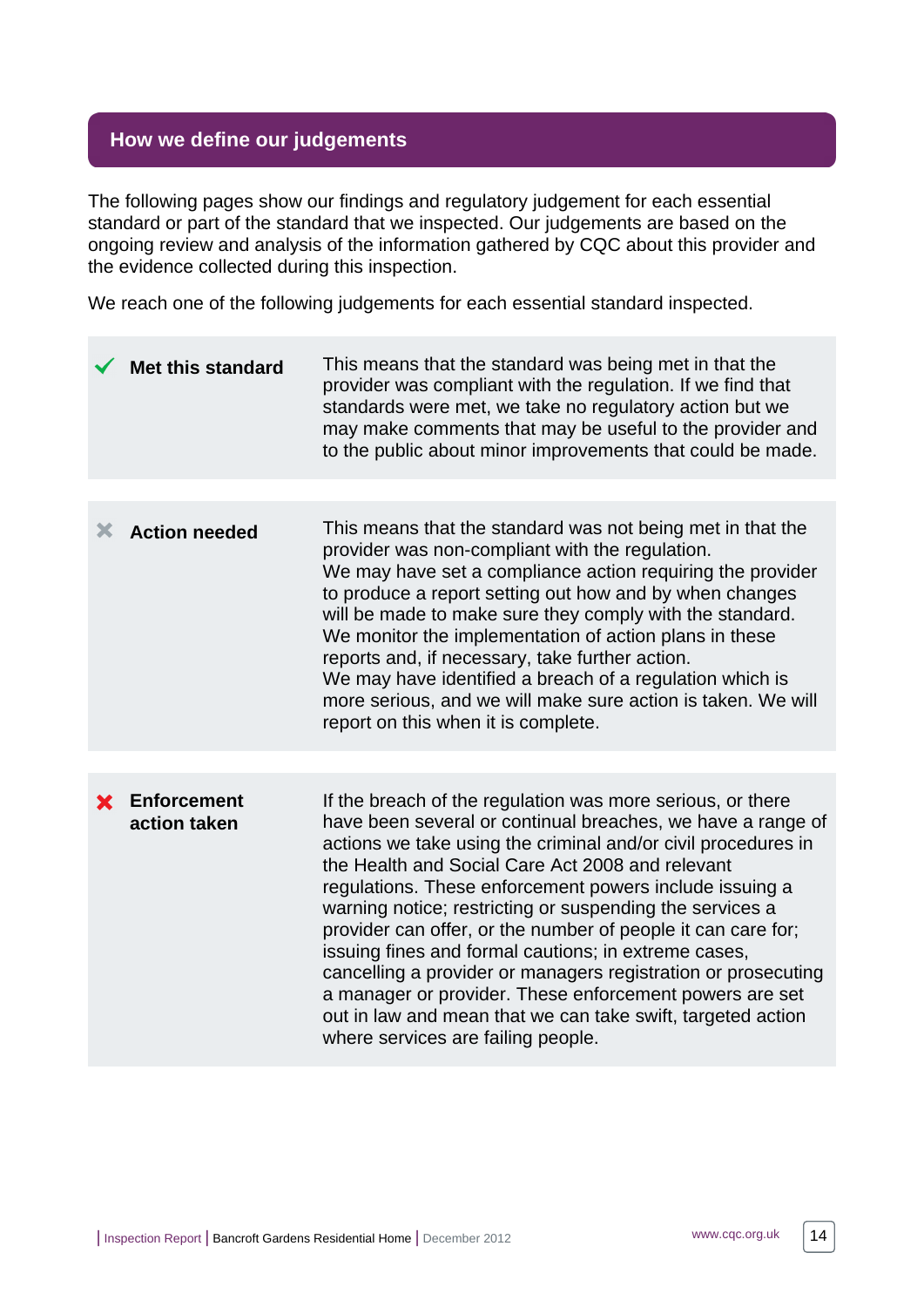## How we define our judgements

The following pages show our findings and regulatory judgement for each essential standard or part of the standard that we inspected. Our judgements are based on the ongoing review and analysis of the information gathered by CQC about this provider and the evidence collected during this inspection.

We reach one of the following judgements for each essential standard inspected.

| Judgement | Definition |
| --- | --- |
| ✔ **Met this standard** | This means that the standard was being met in that the provider was compliant with the regulation. If we find that standards were met, we take no regulatory action but we may make comments that may be useful to the provider and to the public about minor improvements that could be made. |
| ✖ **Action needed** | This means that the standard was not being met in that the provider was non-compliant with the regulation. We may have set a compliance action requiring the provider to produce a report setting out how and by when changes will be made to make sure they comply with the standard. We monitor the implementation of action plans in these reports and, if necessary, take further action. We may have identified a breach of a regulation which is more serious, and we will make sure action is taken. We will report on this when it is complete. |
| ✖ **Enforcement action taken** | If the breach of the regulation was more serious, or there have been several or continual breaches, we have a range of actions we take using the criminal and/or civil procedures in the Health and Social Care Act 2008 and relevant regulations. These enforcement powers include issuing a warning notice; restricting or suspending the services a provider can offer, or the number of people it can care for; issuing fines and formal cautions; in extreme cases, cancelling a provider or managers registration or prosecuting a manager or provider. These enforcement powers are set out in law and mean that we can take swift, targeted action where services are failing people. |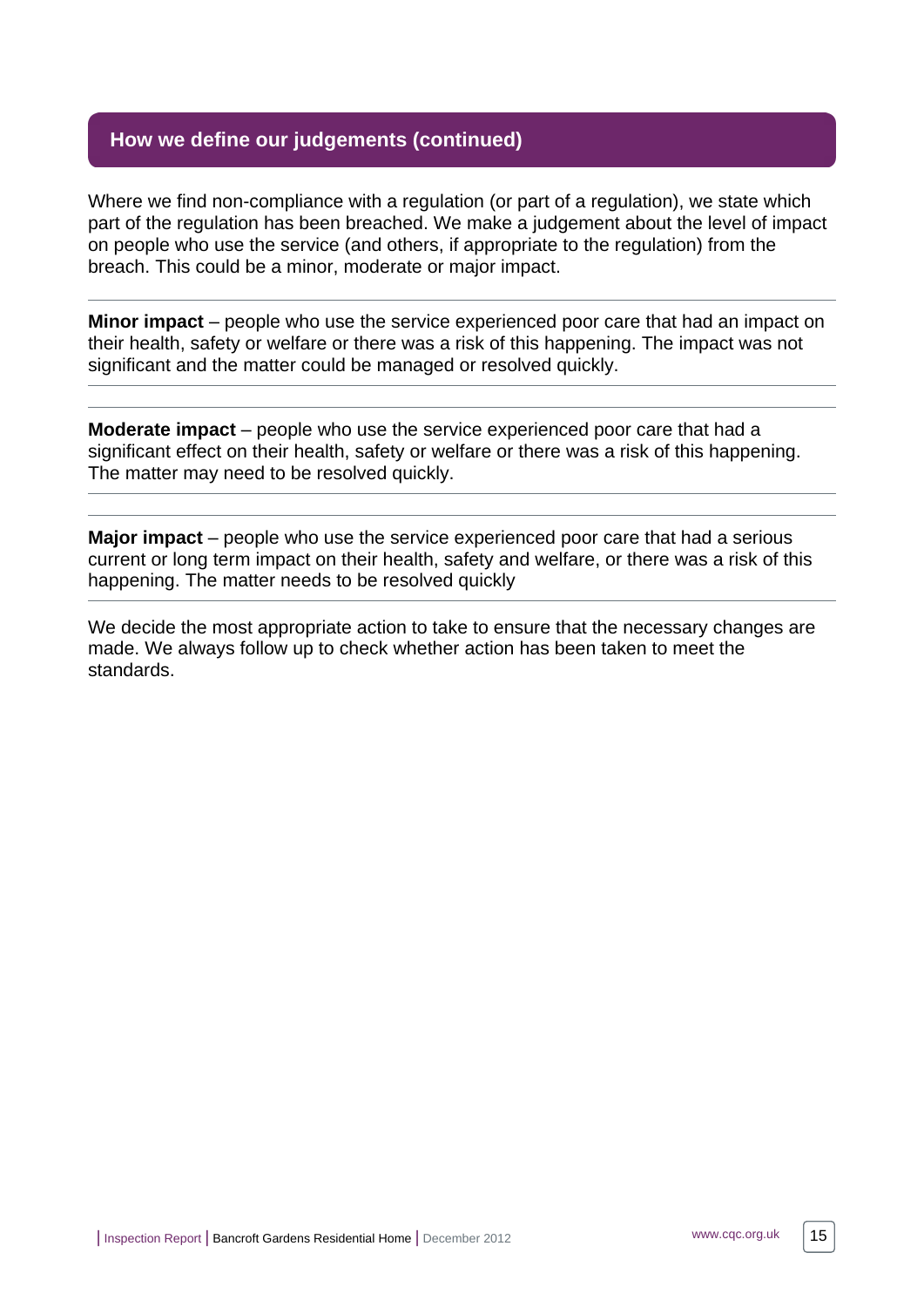## How we define our judgements (continued)

Where we find non-compliance with a regulation (or part of a regulation), we state which part of the regulation has been breached. We make a judgement about the level of impact on people who use the service (and others, if appropriate to the regulation) from the breach. This could be a minor, moderate or major impact.

**Minor impact** – people who use the service experienced poor care that had an impact on their health, safety or welfare or there was a risk of this happening. The impact was not significant and the matter could be managed or resolved quickly.

**Moderate impact** – people who use the service experienced poor care that had a significant effect on their health, safety or welfare or there was a risk of this happening. The matter may need to be resolved quickly.

**Major impact** – people who use the service experienced poor care that had a serious current or long term impact on their health, safety and welfare, or there was a risk of this happening. The matter needs to be resolved quickly

We decide the most appropriate action to take to ensure that the necessary changes are made. We always follow up to check whether action has been taken to meet the standards.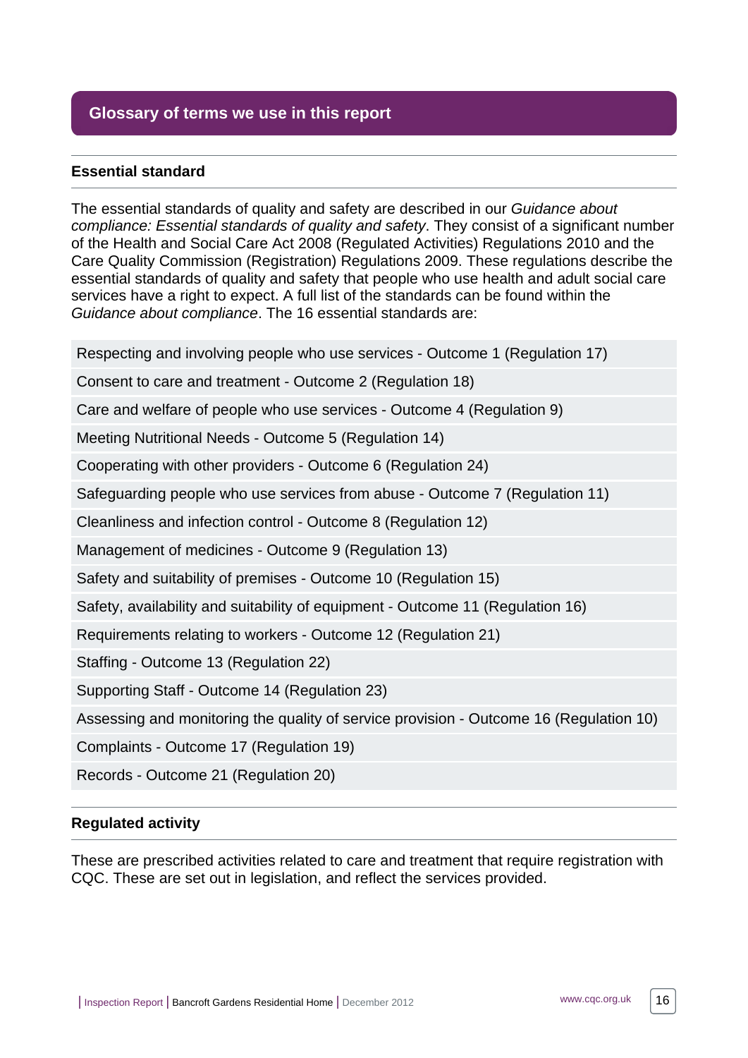## Glossary of terms we use in this report

### Essential standard

The essential standards of quality and safety are described in our *Guidance about compliance: Essential standards of quality and safety*. They consist of a significant number of the Health and Social Care Act 2008 (Regulated Activities) Regulations 2010 and the Care Quality Commission (Registration) Regulations 2009. These regulations describe the essential standards of quality and safety that people who use health and adult social care services have a right to expect. A full list of the standards can be found within the *Guidance about compliance*. The 16 essential standards are:

- Respecting and involving people who use services - Outcome 1 (Regulation 17)
- Consent to care and treatment - Outcome 2 (Regulation 18)
- Care and welfare of people who use services - Outcome 4 (Regulation 9)
- Meeting Nutritional Needs - Outcome 5 (Regulation 14)
- Cooperating with other providers - Outcome 6 (Regulation 24)
- Safeguarding people who use services from abuse - Outcome 7 (Regulation 11)
- Cleanliness and infection control - Outcome 8 (Regulation 12)
- Management of medicines - Outcome 9 (Regulation 13)
- Safety and suitability of premises - Outcome 10 (Regulation 15)
- Safety, availability and suitability of equipment - Outcome 11 (Regulation 16)
- Requirements relating to workers - Outcome 12 (Regulation 21)
- Staffing - Outcome 13 (Regulation 22)
- Supporting Staff - Outcome 14 (Regulation 23)
- Assessing and monitoring the quality of service provision - Outcome 16 (Regulation 10)
- Complaints - Outcome 17 (Regulation 19)
- Records - Outcome 21 (Regulation 20)

### Regulated activity

These are prescribed activities related to care and treatment that require registration with CQC. These are set out in legislation, and reflect the services provided.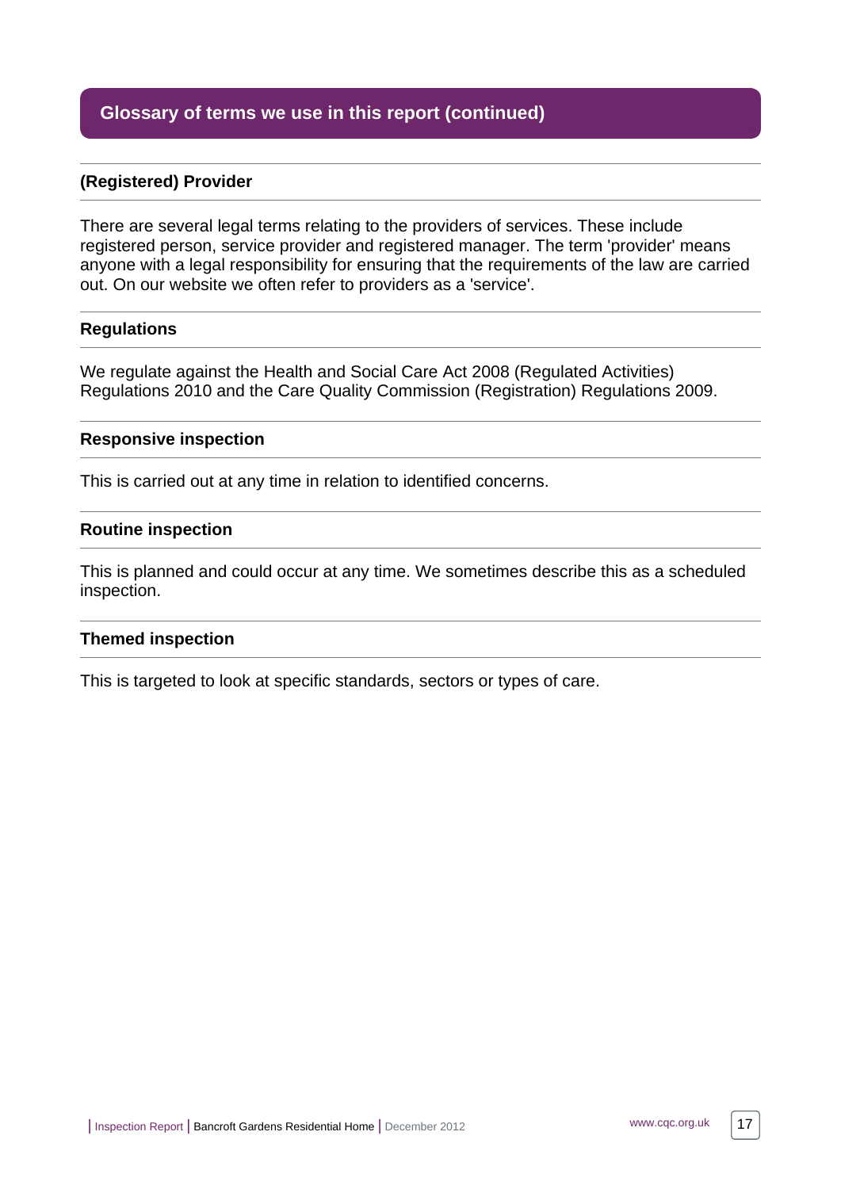## Glossary of terms we use in this report (continued)

### (Registered) Provider

There are several legal terms relating to the providers of services. These include registered person, service provider and registered manager. The term 'provider' means anyone with a legal responsibility for ensuring that the requirements of the law are carried out. On our website we often refer to providers as a 'service'.

### Regulations

We regulate against the Health and Social Care Act 2008 (Regulated Activities) Regulations 2010 and the Care Quality Commission (Registration) Regulations 2009.

### Responsive inspection

This is carried out at any time in relation to identified concerns.

### Routine inspection

This is planned and could occur at any time. We sometimes describe this as a scheduled inspection.

### Themed inspection

This is targeted to look at specific standards, sectors or types of care.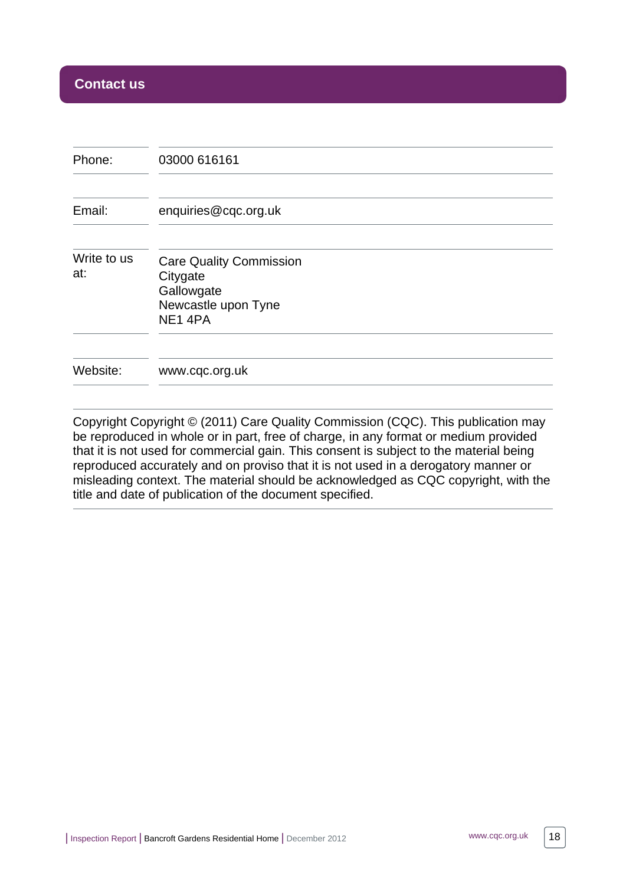## Contact us

| | |
|---|---|
| Phone: | 03000 616161 |
| Email: | enquiries@cqc.org.uk |
| Write to us at: | Care Quality Commission<br>Citygate<br>Gallowgate<br>Newcastle upon Tyne<br>NE1 4PA |
| Website: | www.cqc.org.uk |

Copyright Copyright © (2011) Care Quality Commission (CQC). This publication may be reproduced in whole or in part, free of charge, in any format or medium provided that it is not used for commercial gain. This consent is subject to the material being reproduced accurately and on proviso that it is not used in a derogatory manner or misleading context. The material should be acknowledged as CQC copyright, with the title and date of publication of the document specified.